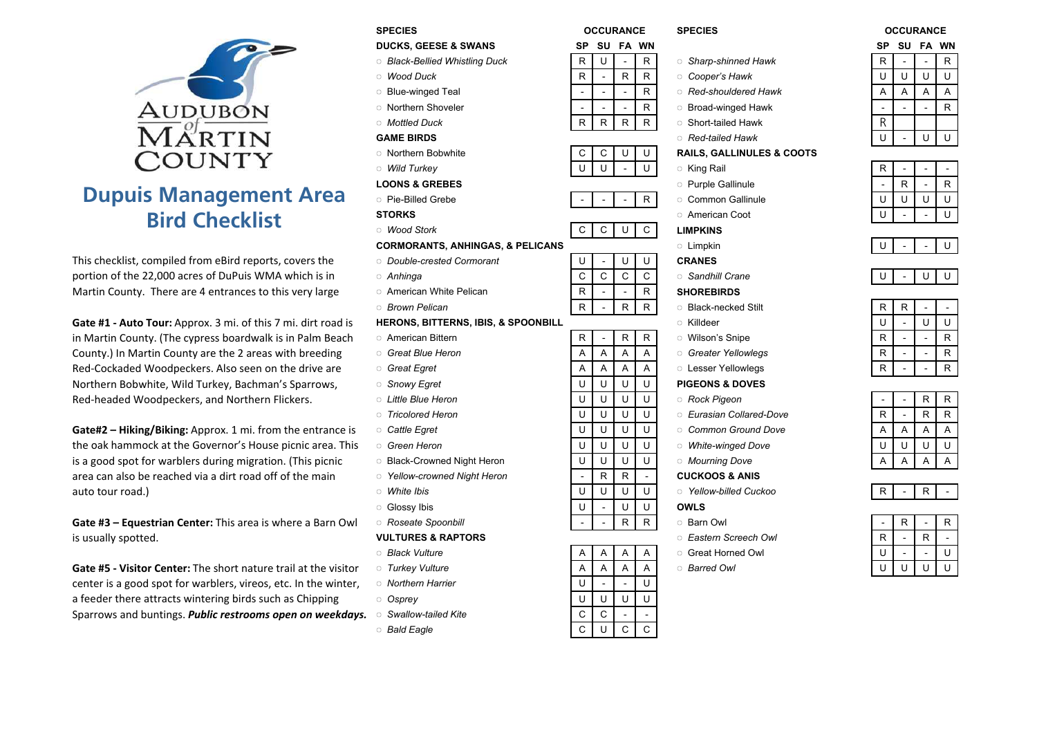Audubon of Martin County

# Dupuis Management Area Bird Checklist

This checklist, compiled from eBird reports, covers the portion of the 22,000 acres of DuPuis WMA which is in Martin County. There are 4 entrances to this very large

**Gate #1 - Auto Tour:** Approx. 3 mi. of this 7 mi. dirt road is in Martin County. (The cypress boardwalk is in Palm Beach County.) In Martin County are the 2 areas with breeding Red-Cockaded Woodpeckers. Also seen on the drive are Northern Bobwhite, Wild Turkey, Bachman's Sparrows, Red-headed Woodpeckers, and Northern Flickers.

**Gate#2 – Hiking/Biking:** Approx. 1 mi. from the entrance is the oak hammock at the Governor's House picnic area. This is a good spot for warblers during migration. (This picnic area can also be reached via a dirt road off of the main auto tour road.)

**Gate #3 – Equestrian Center:** This area is where a Barn Owl is usually spotted.

**Gate #5 - Visitor Center:** The short nature trail at the visitor center is a good spot for warblers, vireos, etc. In the winter, a feeder there attracts wintering birds such as Chipping Sparrows and buntings. ***Public restrooms open on weekdays.***

| SPECIES | SP | SU | FA | WN |
|---|---|---|---|---|
| **DUCKS, GEESE & SWANS** | | | | |
| ○ *Black-Bellied Whistling Duck* | R | U | - | R |
| ○ *Wood Duck* | R | - | R | R |
| ○ Blue-winged Teal | - | - | - | R |
| ○ Northern Shoveler | - | - | - | R |
| ○ *Mottled Duck* | R | R | R | R |
| **GAME BIRDS** | | | | |
| ○ Northern Bobwhite | C | C | U | U |
| ○ *Wild Turkey* | U | U | - | U |
| **LOONS & GREBES** | | | | |
| ○ Pie-Billed Grebe | - | - | - | R |
| **STORKS** | | | | |
| ○ *Wood Stork* | C | C | U | C |
| **CORMORANTS, ANHINGAS, & PELICANS** | | | | |
| ○ *Double-crested Cormorant* | U | - | U | U |
| ○ *Anhinga* | C | C | C | C |
| ○ American White Pelican | R | - | - | R |
| ○ *Brown Pelican* | R | - | R | R |
| **HERONS, BITTERNS, IBIS, & SPOONBILL** | | | | |
| ○ American Bittern | R | - | R | R |
| ○ *Great Blue Heron* | A | A | A | A |
| ○ *Great Egret* | A | A | A | A |
| ○ *Snowy Egret* | U | U | U | U |
| ○ *Little Blue Heron* | U | U | U | U |
| ○ *Tricolored Heron* | U | U | U | U |
| ○ *Cattle Egret* | U | U | U | U |
| ○ *Green Heron* | U | U | U | U |
| ○ Black-Crowned Night Heron | U | U | U | U |
| ○ *Yellow-crowned Night Heron* | - | R | R | - |
| ○ *White Ibis* | U | U | U | U |
| ○ Glossy Ibis | U | - | U | U |
| ○ *Roseate Spoonbill* | - | - | R | R |
| **VULTURES & RAPTORS** | | | | |
| ○ *Black Vulture* | A | A | A | A |
| ○ *Turkey Vulture* | A | A | A | A |
| ○ *Northern Harrier* | U | - | - | U |
| ○ *Osprey* | U | U | U | U |
| ○ *Swallow-tailed Kite* | C | C | - | - |
| ○ *Bald Eagle* | C | U | C | C |
| ○ *Sharp-shinned Hawk* | R | - | - | R |
| ○ *Cooper's Hawk* | U | U | U | U |
| ○ *Red-shouldered Hawk* | A | A | A | A |
| ○ Broad-winged Hawk | - | - | - | R |
| ○ Short-tailed Hawk | R | | | |
| ○ *Red-tailed Hawk* | U | - | U | U |
| **RAILS, GALLINULES & COOTS** | | | | |
| ○ King Rail | R | - | - | - |
| ○ Purple Gallinule | - | R | - | R |
| ○ Common Gallinule | U | U | U | U |
| ○ American Coot | U | - | - | U |
| **LIMPKINS** | | | | |
| ○ Limpkin | U | - | - | U |
| **CRANES** | | | | |
| ○ *Sandhill Crane* | U | - | U | U |
| **SHOREBIRDS** | | | | |
| ○ Black-necked Stilt | R | R | - | - |
| ○ Killdeer | U | - | U | U |
| ○ Wilson's Snipe | R | - | - | R |
| ○ *Greater Yellowlegs* | R | - | - | R |
| ○ Lesser Yellowlegs | R | - | - | R |
| **PIGEONS & DOVES** | | | | |
| ○ *Rock Pigeon* | - | - | R | R |
| ○ *Eurasian Collared-Dove* | R | - | R | R |
| ○ *Common Ground Dove* | A | A | A | A |
| ○ *White-winged Dove* | U | U | U | U |
| ○ *Mourning Dove* | A | A | A | A |
| **CUCKOOS & ANIS** | | | | |
| ○ *Yellow-billed Cuckoo* | R | - | R | - |
| **OWLS** | | | | |
| ○ Barn Owl | - | R | - | R |
| ○ *Eastern Screech Owl* | R | - | R | - |
| ○ Great Horned Owl | U | - | - | U |
| ○ *Barred Owl* | U | U | U | U |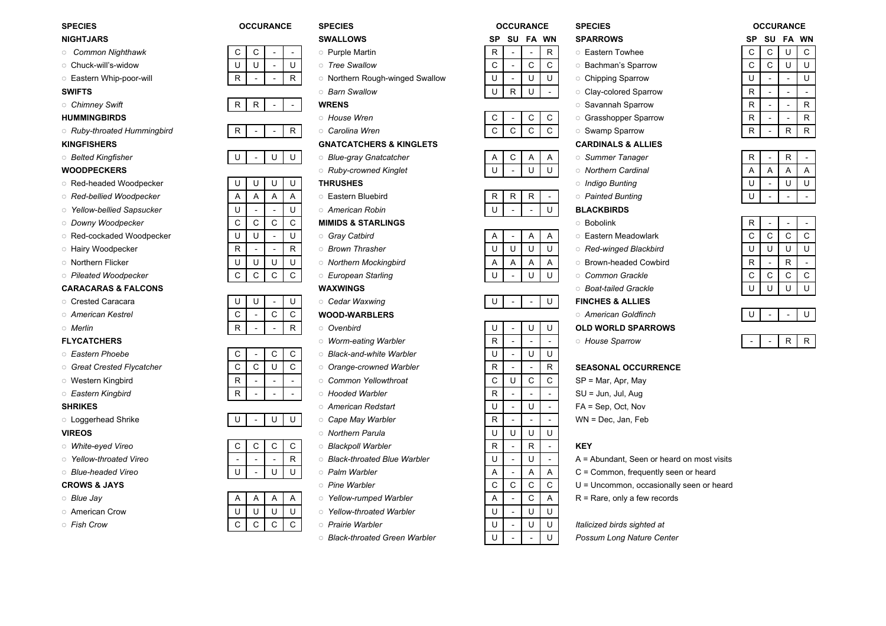| SPECIES | SP | SU | FA | WN |
|---|---|---|---|---|
| **NIGHTJARS** | | | | |
| ○ *Common Nighthawk* | C | C | - | - |
| ○ Chuck-will's-widow | U | U | - | U |
| ○ Eastern Whip-poor-will | R | - | - | R |
| **SWIFTS** | | | | |
| ○ *Chimney Swift* | R | R | - | - |
| **HUMMINGBIRDS** | | | | |
| ○ *Ruby-throated Hummingbird* | R | - | - | R |
| **KINGFISHERS** | | | | |
| ○ *Belted Kingfisher* | U | - | U | U |
| **WOODPECKERS** | | | | |
| ○ Red-headed Woodpecker | U | U | U | U |
| ○ *Red-bellied Woodpecker* | A | A | A | A |
| ○ *Yellow-bellied Sapsucker* | U | - | - | U |
| ○ *Downy Woodpecker* | C | C | C | C |
| ○ Red-cockaded Woodpecker | U | U | - | U |
| ○ Hairy Woodpecker | R | - | - | R |
| ○ Northern Flicker | U | U | U | U |
| ○ *Pileated Woodpecker* | C | C | C | C |
| **CARACARAS & FALCONS** | | | | |
| ○ Crested Caracara | U | U | - | U |
| ○ *American Kestrel* | C | - | C | C |
| ○ *Merlin* | R | - | - | R |
| **FLYCATCHERS** | | | | |
| ○ *Eastern Phoebe* | C | - | C | C |
| ○ *Great Crested Flycatcher* | C | C | U | C |
| ○ Western Kingbird | R | - | - | - |
| ○ *Eastern Kingbird* | R | - | - | - |
| **SHRIKES** | | | | |
| ○ Loggerhead Shrike | U | - | U | U |
| **VIREOS** | | | | |
| ○ *White-eyed Vireo* | C | C | C | C |
| ○ *Yellow-throated Vireo* | - | - | - | R |
| ○ *Blue-headed Vireo* | U | - | U | U |
| **CROWS & JAYS** | | | | |
| ○ *Blue Jay* | A | A | A | A |
| ○ American Crow | U | U | U | U |
| ○ *Fish Crow* | C | C | C | C |

| SPECIES | SP | SU | FA | WN |
|---|---|---|---|---|
| **SWALLOWS** | | | | |
| ○ Purple Martin | R | - | - | R |
| ○ *Tree Swallow* | C | - | C | C |
| ○ Northern Rough-winged Swallow | U | - | U | U |
| ○ *Barn Swallow* | U | R | U | - |
| **WRENS** | | | | |
| ○ *House Wren* | C | - | C | C |
| ○ *Carolina Wren* | C | C | C | C |
| **GNATCATCHERS & KINGLETS** | | | | |
| ○ *Blue-gray Gnatcatcher* | A | C | A | A |
| ○ *Ruby-crowned Kinglet* | U | - | U | U |
| **THRUSHES** | | | | |
| ○ Eastern Bluebird | R | R | R | - |
| ○ *American Robin* | U | - | - | U |
| **MIMIDS & STARLINGS** | | | | |
| ○ *Gray Catbird* | A | - | A | A |
| ○ *Brown Thrasher* | U | U | U | U |
| ○ *Northern Mockingbird* | A | A | A | A |
| ○ *European Starling* | U | - | U | U |
| **WAXWINGS** | | | | |
| ○ *Cedar Waxwing* | U | - | - | U |
| **WOOD-WARBLERS** | | | | |
| ○ *Ovenbird* | U | - | U | U |
| ○ *Worm-eating Warbler* | R | - | - | - |
| ○ *Black-and-white Warbler* | U | - | U | U |
| ○ *Orange-crowned Warbler* | R | - | - | R |
| ○ *Common Yellowthroat* | C | U | C | C |
| ○ *Hooded Warbler* | R | - | - | - |
| ○ *American Redstart* | U | - | U | - |
| ○ *Cape May Warbler* | R | - | - | - |
| ○ *Northern Parula* | U | U | U | U |
| ○ *Blackpoll Warbler* | R | - | R | - |
| ○ *Black-throated Blue Warbler* | U | - | U | - |
| ○ *Palm Warbler* | A | - | A | A |
| ○ *Pine Warbler* | C | C | C | C |
| ○ *Yellow-rumped Warbler* | A | - | C | A |
| ○ *Yellow-throated Warbler* | U | - | U | U |
| ○ *Prairie Warbler* | U | - | U | U |
| ○ *Black-throated Green Warbler* | U | - | - | U |

| SPECIES | SP | SU | FA | WN |
|---|---|---|---|---|
| **SPARROWS** | | | | |
| ○ Eastern Towhee | C | C | U | C |
| ○ Bachman's Sparrow | C | C | U | U |
| ○ Chipping Sparrow | U | - | - | U |
| ○ Clay-colored Sparrow | R | - | - | - |
| ○ Savannah Sparrow | R | - | - | R |
| ○ Grasshopper Sparrow | R | - | - | R |
| ○ Swamp Sparrow | R | - | R | R |
| **CARDINALS & ALLIES** | | | | |
| ○ *Summer Tanager* | R | - | R | - |
| ○ *Northern Cardinal* | A | A | A | A |
| ○ *Indigo Bunting* | U | - | U | U |
| ○ *Painted Bunting* | U | - | - | - |
| **BLACKBIRDS** | | | | |
| ○ Bobolink | R | - | - | - |
| ○ Eastern Meadowlark | C | C | C | C |
| ○ *Red-winged Blackbird* | U | U | U | U |
| ○ Brown-headed Cowbird | R | - | R | - |
| ○ *Common Grackle* | C | C | C | C |
| ○ *Boat-tailed Grackle* | U | U | U | U |
| **FINCHES & ALLIES** | | | | |
| ○ *American Goldfinch* | U | - | - | U |
| **OLD WORLD SPARROWS** | | | | |
| ○ *House Sparrow* | - | - | R | R |

**SEASONAL OCCURRENCE**

SP = Mar, Apr, May
SU = Jun, Jul, Aug
FA = Sep, Oct, Nov
WN = Dec, Jan, Feb

**KEY**

A = Abundant, Seen or heard on most visits
C = Common, frequently seen or heard
U = Uncommon, occasionally seen or heard
R = Rare, only a few records

*Italicized birds sighted at Possum Long Nature Center*